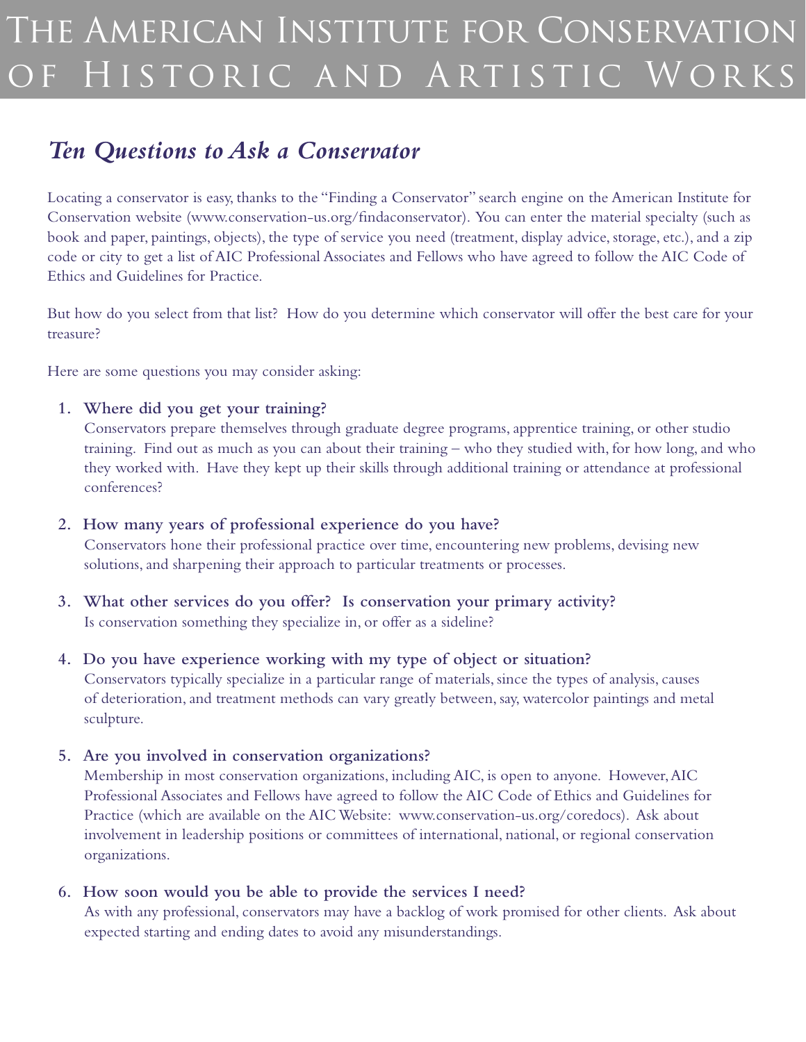# The American Institute for Conservation of Historic and Artistic Works

## *Ten Questions to Ask a Conservator*

Locating a conservator is easy, thanks to the "Finding a Conservator" search engine on the American Institute for Conservation website (www.conservation-us.org/findaconservator). You can enter the material specialty (such as book and paper, paintings, objects), the type of service you need (treatment, display advice, storage, etc.), and a zip code or city to get a list of AIC Professional Associates and Fellows who have agreed to follow the AIC Code of Ethics and Guidelines for Practice.

But how do you select from that list? How do you determine which conservator will offer the best care for your treasure?

Here are some questions you may consider asking:

1. **Where did you get your training?**
   Conservators prepare themselves through graduate degree programs, apprentice training, or other studio training. Find out as much as you can about their training – who they studied with, for how long, and who they worked with. Have they kept up their skills through additional training or attendance at professional conferences?

2. **How many years of professional experience do you have?**
   Conservators hone their professional practice over time, encountering new problems, devising new solutions, and sharpening their approach to particular treatments or processes.

3. **What other services do you offer? Is conservation your primary activity?**
   Is conservation something they specialize in, or offer as a sideline?

4. **Do you have experience working with my type of object or situation?**
   Conservators typically specialize in a particular range of materials, since the types of analysis, causes of deterioration, and treatment methods can vary greatly between, say, watercolor paintings and metal sculpture.

5. **Are you involved in conservation organizations?**
   Membership in most conservation organizations, including AIC, is open to anyone. However, AIC Professional Associates and Fellows have agreed to follow the AIC Code of Ethics and Guidelines for Practice (which are available on the AIC Website: www.conservation-us.org/coredocs). Ask about involvement in leadership positions or committees of international, national, or regional conservation organizations.

6. **How soon would you be able to provide the services I need?**
   As with any professional, conservators may have a backlog of work promised for other clients. Ask about expected starting and ending dates to avoid any misunderstandings.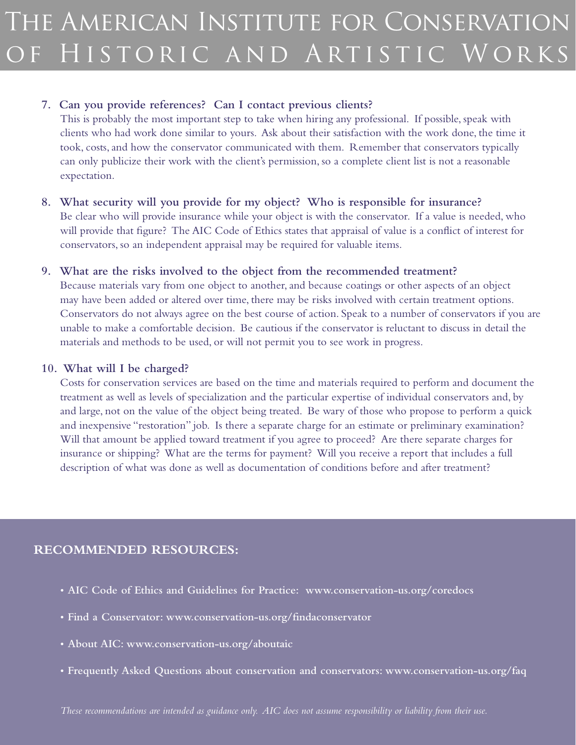7. **Can you provide references? Can I contact previous clients?**
   This is probably the most important step to take when hiring any professional. If possible, speak with clients who had work done similar to yours. Ask about their satisfaction with the work done, the time it took, costs, and how the conservator communicated with them. Remember that conservators typically can only publicize their work with the client's permission, so a complete client list is not a reasonable expectation.

8. **What security will you provide for my object? Who is responsible for insurance?**
   Be clear who will provide insurance while your object is with the conservator. If a value is needed, who will provide that figure? The AIC Code of Ethics states that appraisal of value is a conflict of interest for conservators, so an independent appraisal may be required for valuable items.

9. **What are the risks involved to the object from the recommended treatment?**
   Because materials vary from one object to another, and because coatings or other aspects of an object may have been added or altered over time, there may be risks involved with certain treatment options. Conservators do not always agree on the best course of action. Speak to a number of conservators if you are unable to make a comfortable decision. Be cautious if the conservator is reluctant to discuss in detail the materials and methods to be used, or will not permit you to see work in progress.

10. **What will I be charged?**
    Costs for conservation services are based on the time and materials required to perform and document the treatment as well as levels of specialization and the particular expertise of individual conservators and, by and large, not on the value of the object being treated. Be wary of those who propose to perform a quick and inexpensive "restoration" job. Is there a separate charge for an estimate or preliminary examination? Will that amount be applied toward treatment if you agree to proceed? Are there separate charges for insurance or shipping? What are the terms for payment? Will you receive a report that includes a full description of what was done as well as documentation of conditions before and after treatment?

## RECOMMENDED RESOURCES:

- **AIC Code of Ethics and Guidelines for Practice: www.conservation-us.org/coredocs**
- **Find a Conservator: www.conservation-us.org/findaconservator**
- **About AIC: www.conservation-us.org/aboutaic**
- **Frequently Asked Questions about conservation and conservators: www.conservation-us.org/faq**

*These recommendations are intended as guidance only. AIC does not assume responsibility or liability from their use.*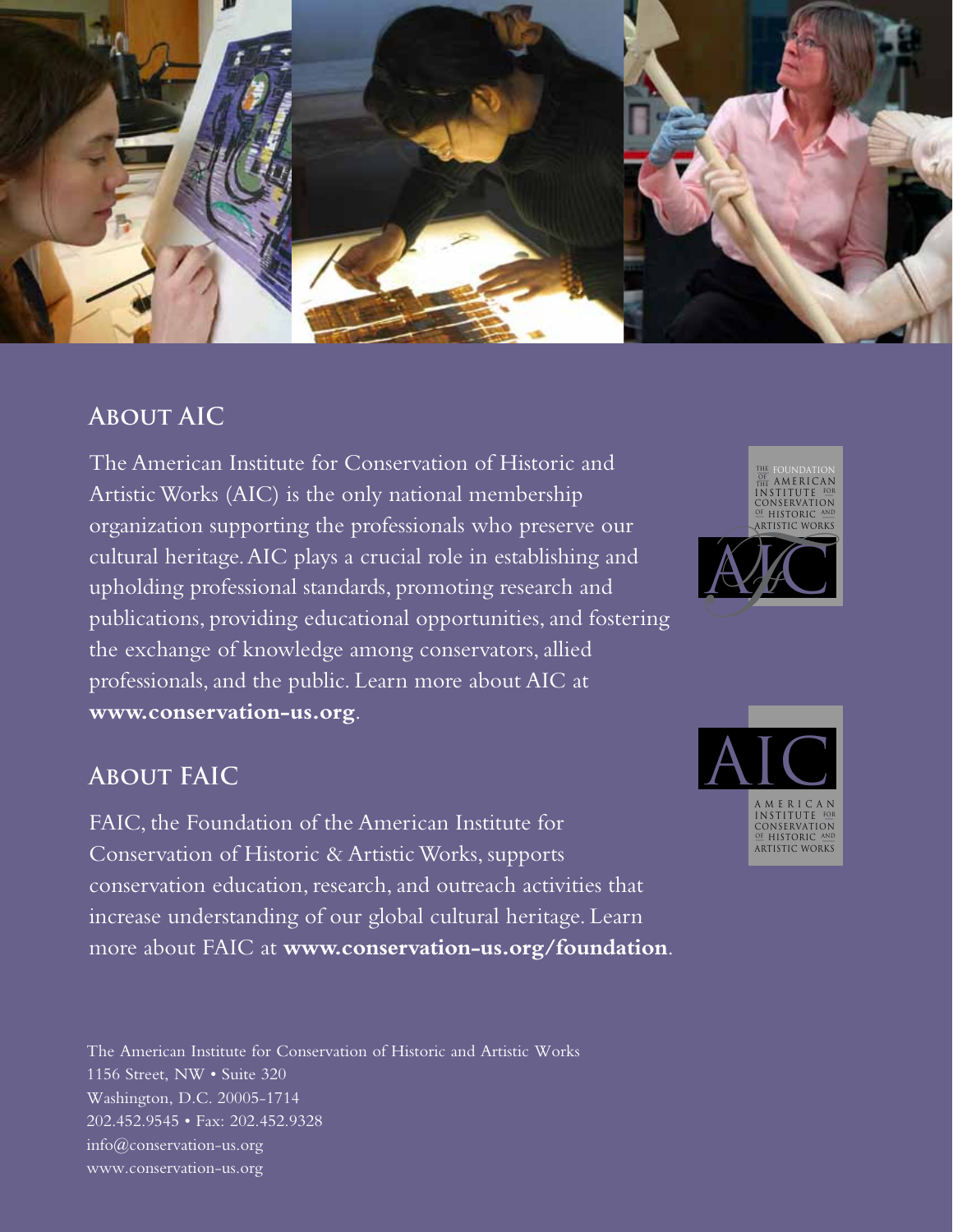## About AIC

The American Institute for Conservation of Historic and Artistic Works (AIC) is the only national membership organization supporting the professionals who preserve our cultural heritage. AIC plays a crucial role in establishing and upholding professional standards, promoting research and publications, providing educational opportunities, and fostering the exchange of knowledge among conservators, allied professionals, and the public. Learn more about AIC at **www.conservation-us.org**.

## About FAIC

FAIC, the Foundation of the American Institute for Conservation of Historic & Artistic Works, supports conservation education, research, and outreach activities that increase understanding of our global cultural heritage. Learn more about FAIC at **www.conservation-us.org/foundation**.

The Foundation of the American Institute for Conservation of Historic and Artistic Works

FAIC

AIC

American Institute for Conservation of Historic and Artistic Works

The American Institute for Conservation of Historic and Artistic Works
1156 Street, NW • Suite 320
Washington, D.C. 20005-1714
202.452.9545 • Fax: 202.452.9328
info@conservation-us.org
www.conservation-us.org